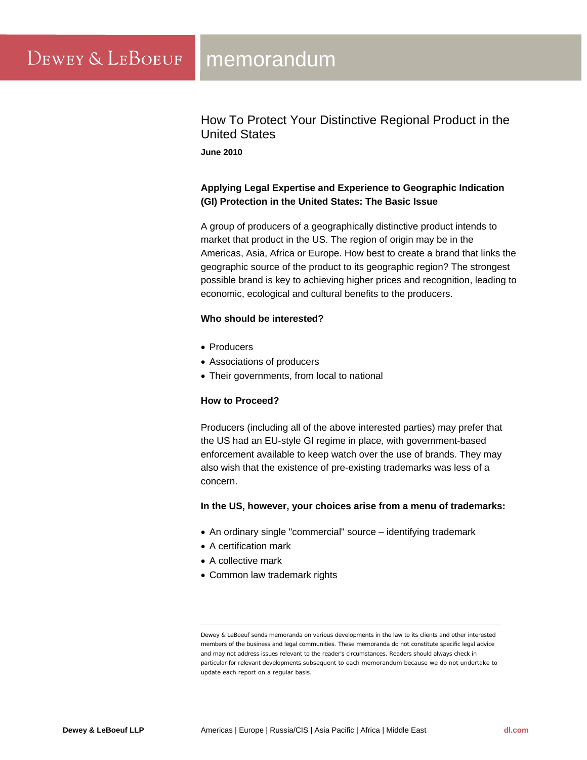# How To Protect Your Distinctive Regional Product in the United States

**June 2010**

**Applying Legal Expertise and Experience to Geographic Indication (GI) Protection in the United States: The Basic Issue**

A group of producers of a geographically distinctive product intends to market that product in the US. The region of origin may be in the Americas, Asia, Africa or Europe. How best to create a brand that links the geographic source of the product to its geographic region? The strongest possible brand is key to achieving higher prices and recognition, leading to economic, ecological and cultural benefits to the producers.

**Who should be interested?**

- Producers
- Associations of producers
- Their governments, from local to national

**How to Proceed?**

Producers (including all of the above interested parties) may prefer that the US had an EU-style GI regime in place, with government-based enforcement available to keep watch over the use of brands. They may also wish that the existence of pre-existing trademarks was less of a concern.

**In the US, however, your choices arise from a menu of trademarks:**

- An ordinary single "commercial" source – identifying trademark
- A certification mark
- A collective mark
- Common law trademark rights

Dewey & LeBoeuf sends memoranda on various developments in the law to its clients and other interested members of the business and legal communities. These memoranda do not constitute specific legal advice and may not address issues relevant to the reader's circumstances. Readers should always check in particular for relevant developments subsequent to each memorandum because we do not undertake to update each report on a regular basis.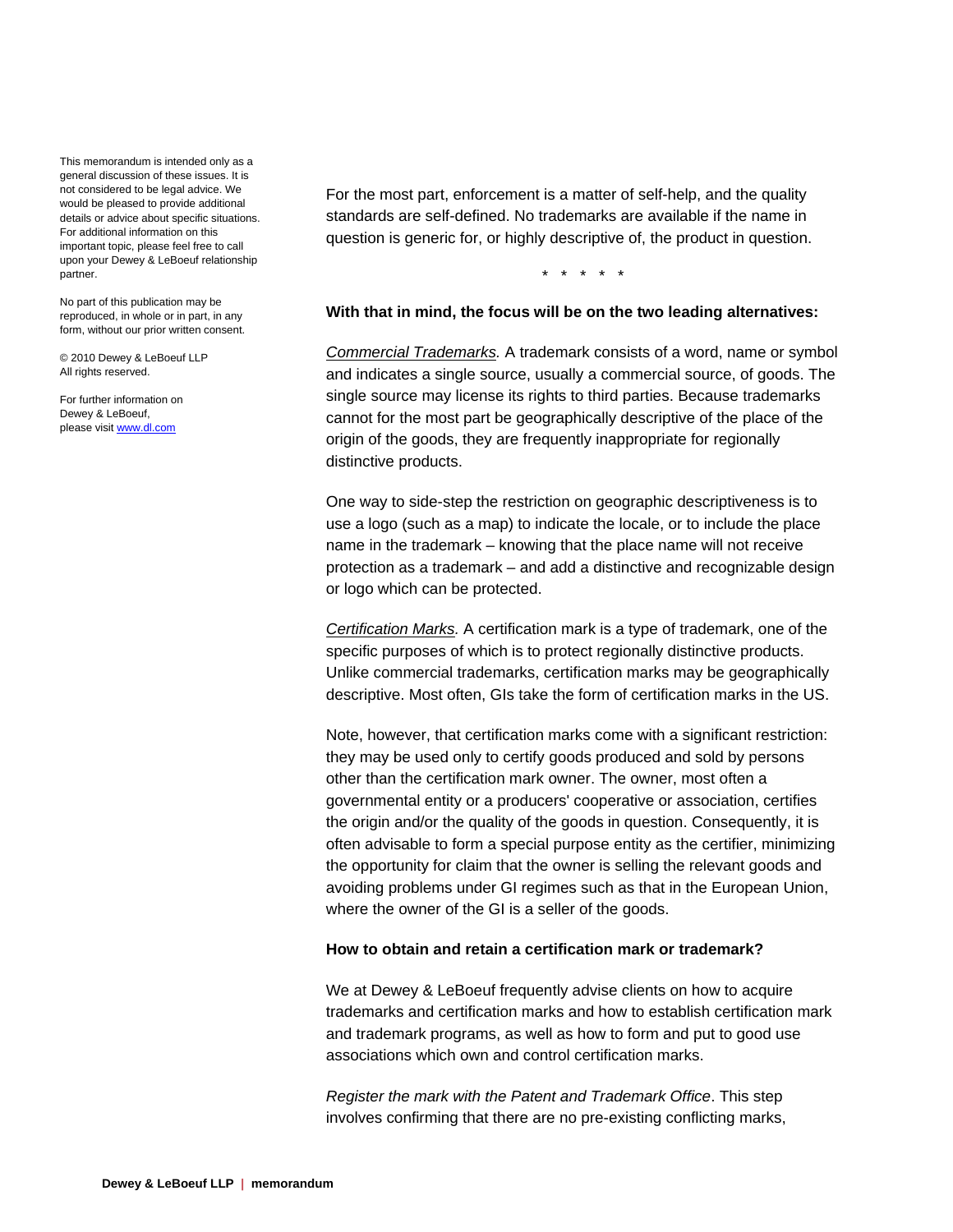This memorandum is intended only as a general discussion of these issues. It is not considered to be legal advice. We would be pleased to provide additional details or advice about specific situations. For additional information on this important topic, please feel free to call upon your Dewey & LeBoeuf relationship partner.

No part of this publication may be reproduced, in whole or in part, in any form, without our prior written consent.

© 2010 Dewey & LeBoeuf LLP
All rights reserved.

For further information on Dewey & LeBoeuf, please visit www.dl.com

For the most part, enforcement is a matter of self-help, and the quality standards are self-defined. No trademarks are available if the name in question is generic for, or highly descriptive of, the product in question.

\* \* \* \* \*

**With that in mind, the focus will be on the two leading alternatives:**

*Commercial Trademarks.* A trademark consists of a word, name or symbol and indicates a single source, usually a commercial source, of goods. The single source may license its rights to third parties. Because trademarks cannot for the most part be geographically descriptive of the place of the origin of the goods, they are frequently inappropriate for regionally distinctive products.

One way to side-step the restriction on geographic descriptiveness is to use a logo (such as a map) to indicate the locale, or to include the place name in the trademark – knowing that the place name will not receive protection as a trademark – and add a distinctive and recognizable design or logo which can be protected.

*Certification Marks.* A certification mark is a type of trademark, one of the specific purposes of which is to protect regionally distinctive products. Unlike commercial trademarks, certification marks may be geographically descriptive. Most often, GIs take the form of certification marks in the US.

Note, however, that certification marks come with a significant restriction: they may be used only to certify goods produced and sold by persons other than the certification mark owner. The owner, most often a governmental entity or a producers' cooperative or association, certifies the origin and/or the quality of the goods in question. Consequently, it is often advisable to form a special purpose entity as the certifier, minimizing the opportunity for claim that the owner is selling the relevant goods and avoiding problems under GI regimes such as that in the European Union, where the owner of the GI is a seller of the goods.

**How to obtain and retain a certification mark or trademark?**

We at Dewey & LeBoeuf frequently advise clients on how to acquire trademarks and certification marks and how to establish certification mark and trademark programs, as well as how to form and put to good use associations which own and control certification marks.

*Register the mark with the Patent and Trademark Office*. This step involves confirming that there are no pre-existing conflicting marks,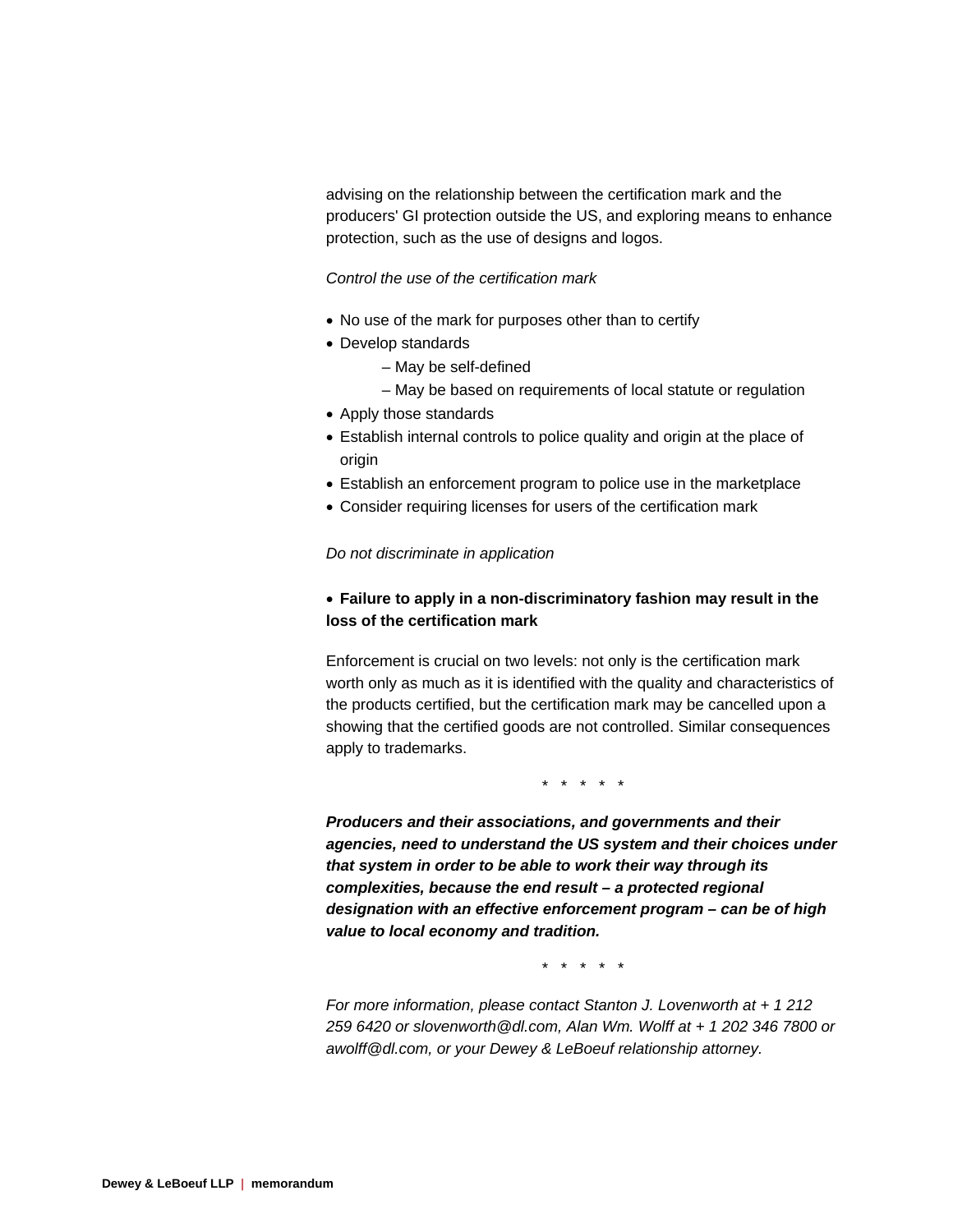advising on the relationship between the certification mark and the producers' GI protection outside the US, and exploring means to enhance protection, such as the use of designs and logos.

*Control the use of the certification mark*

- No use of the mark for purposes other than to certify
- Develop standards
  - May be self-defined
  - May be based on requirements of local statute or regulation
- Apply those standards
- Establish internal controls to police quality and origin at the place of origin
- Establish an enforcement program to police use in the marketplace
- Consider requiring licenses for users of the certification mark

*Do not discriminate in application*

- **Failure to apply in a non-discriminatory fashion may result in the loss of the certification mark**

Enforcement is crucial on two levels: not only is the certification mark worth only as much as it is identified with the quality and characteristics of the products certified, but the certification mark may be cancelled upon a showing that the certified goods are not controlled. Similar consequences apply to trademarks.

\* \* \* \* \*

***Producers and their associations, and governments and their agencies, need to understand the US system and their choices under that system in order to be able to work their way through its complexities, because the end result – a protected regional designation with an effective enforcement program – can be of high value to local economy and tradition.***

\* \* \* \* \*

*For more information, please contact Stanton J. Lovenworth at + 1 212 259 6420 or slovenworth@dl.com, Alan Wm. Wolff at + 1 202 346 7800 or awolff@dl.com, or your Dewey & LeBoeuf relationship attorney.*